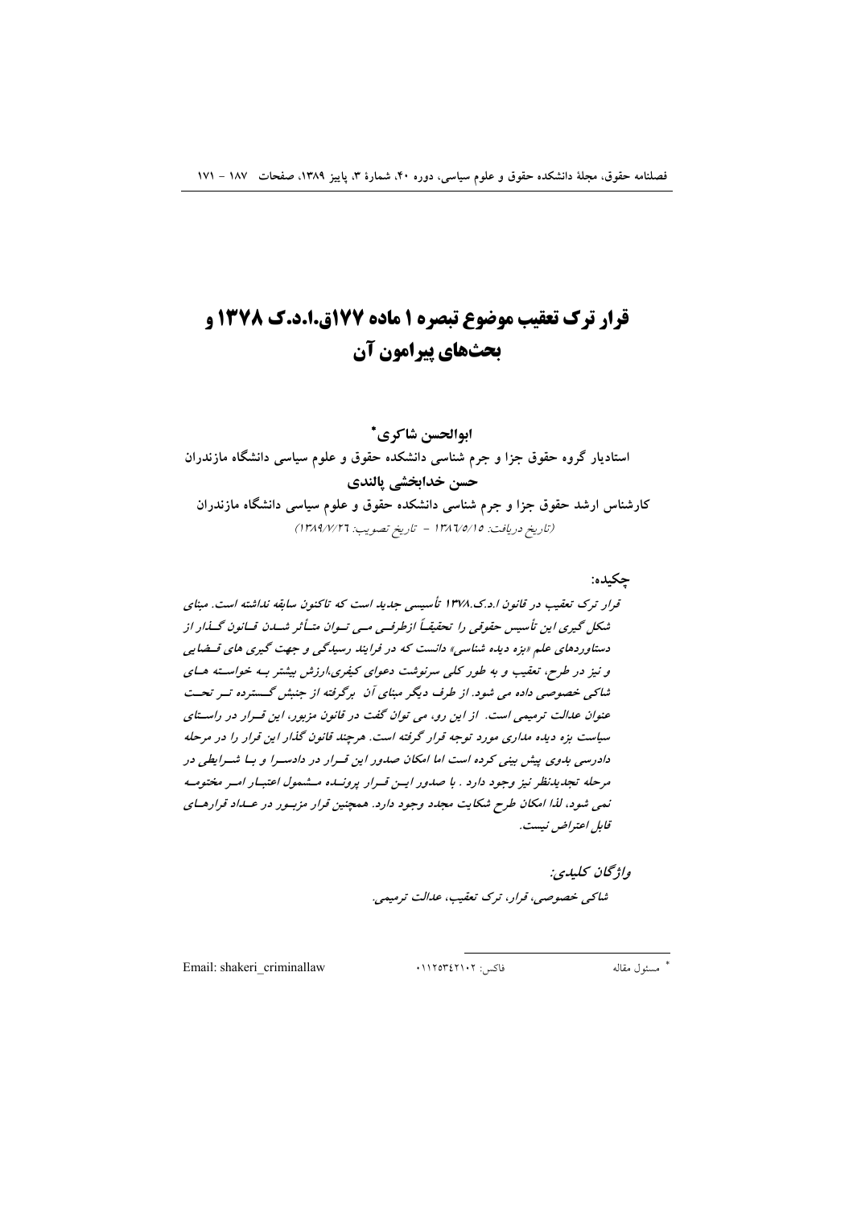# قرار ترک تعقیب موضوع تبصره ۱ ماده ۱۷۷ق.ا.د.ک ۱۳۷۸ و بحث‌های پیرامون آن

**ابوالحسن شاکری***

**استادیار گروه حقوق جزا و جرم شناسی دانشکده حقوق و علوم سیاسی دانشگاه مازندران**

**حسن خدابخشی پالندی**

**کارشناس ارشد حقوق جزا و جرم شناسی دانشکده حقوق و علوم سیاسی دانشگاه مازندران**

*(تاریخ دریافت: ۱۳۸۶/۵/۱۵ - تاریخ تصویب: ۱۳۸۹/۷/۲۶)*

**چکیده:**

*قرار ترک تعقیب در قانون ا.د.ک.۱۳۷۸ تأسیسی جدید است که تاکنون سابقه نداشته است. مبنای شکل گیری این تأسیس حقوقی را تحقیقاً ازطرفی می توان متأثر شدن قانون گذار از دستاوردهای علم «بزه دیده شناسی» دانست که در فرایند رسیدگی و جهت گیری های قضایی و نیز در طرح، تعقیب و به طور کلی سرنوشت دعوای کیفری،ارزش بیشتر به خواسته های شاکی خصوصی داده می شود. از طرف دیگر مبنای آن برگرفته از جنبش گسترده تر تحت عنوان عدالت ترمیمی است. از این رو، می توان گفت در قانون مزبور، این قرار در راستای سیاست بزه دیده مداری مورد توجه قرار گرفته است. هرچند قانون گذار این قرار را در مرحله دادرسی بدوی پیش بینی کرده است اما امکان صدور این قرار در دادسرا و با شرایطی در مرحله تجدیدنظر نیز وجود دارد . با صدور این قرار پرونده مشمول اعتبار امر مختومه نمی شود، لذا امکان طرح شکایت مجدد وجود دارد. همچنین قرار مزبور در عداد قرارهای قابل اعتراض نیست.*

***واژگان کلیدی:***

*شاکی خصوصی، قرار، ترک تعقیب، عدالت ترمیمی.*

---

* مسئول مقاله فاکس: ۰۱۱۲۵۳۴۲۱۰۲ Email: shakeri_criminallaw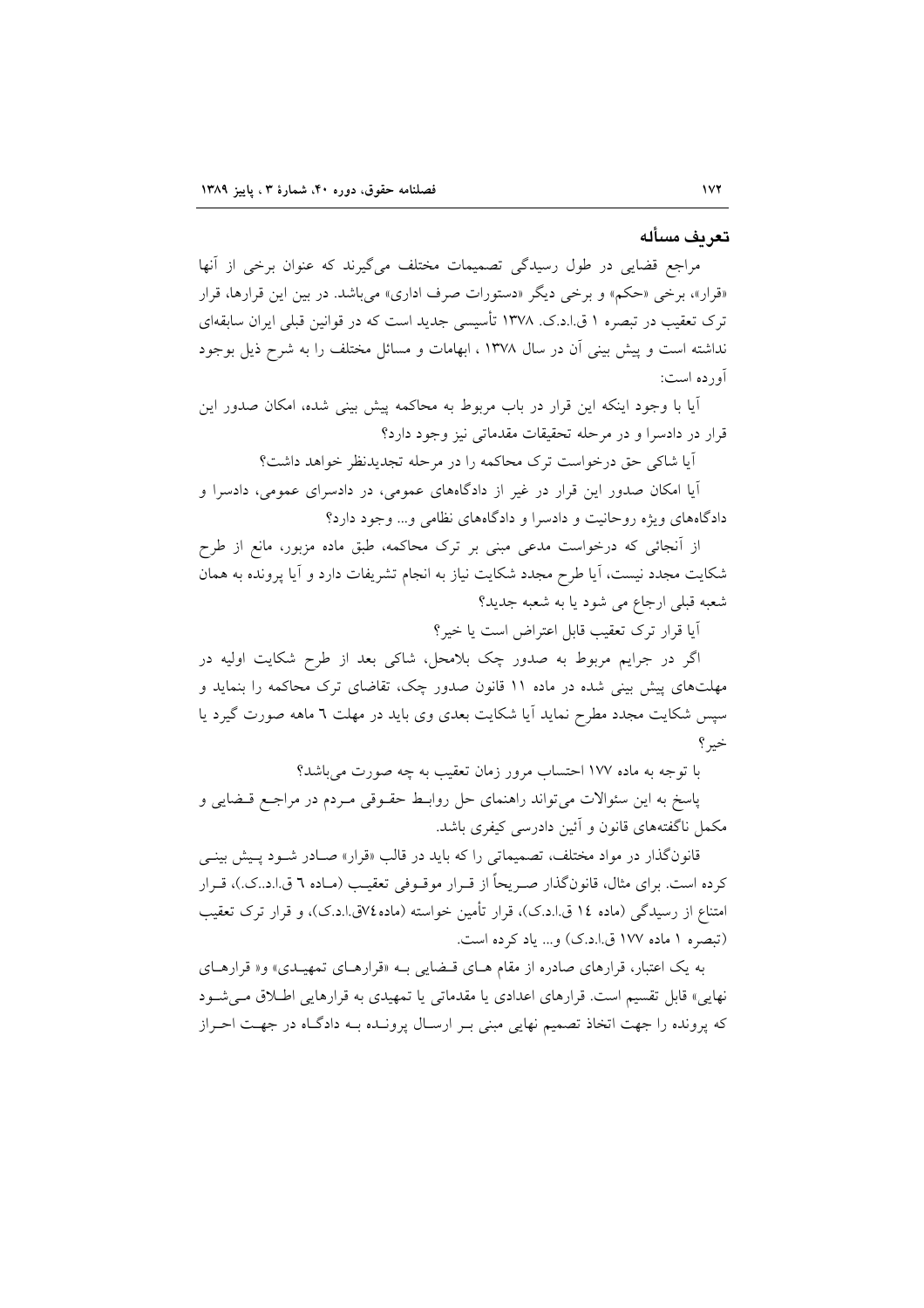### تعریف مسأله

مراجع قضایی در طول رسیدگی تصمیمات مختلف می‌گیرند که عنوان برخی از آنها «قرار»، برخی «حکم» و برخی دیگر «دستورات صرف اداری» می‌باشد. در بین این قرارها، قرار ترک تعقیب در تبصره ۱ ق.ا.د.ک. ۱۳۷۸ تأسیسی جدید است که در قوانین قبلی ایران سابقه‌ای نداشته است و پیش بینی آن در سال ۱۳۷۸ ، ابهامات و مسائل مختلف را به شرح ذیل بوجود آورده است:

آیا با وجود اینکه این قرار در باب مربوط به محاکمه پیش بینی شده، امکان صدور این قرار در دادسرا و در مرحله تحقیقات مقدماتی نیز وجود دارد؟

آیا شاکی حق درخواست ترک محاکمه را در مرحله تجدیدنظر خواهد داشت؟

آیا امکان صدور این قرار در غیر از دادگاه‌های عمومی، در دادسرای عمومی، دادسرا و دادگاه‌های ویژه روحانیت و دادسرا و دادگاه‌های نظامی و... وجود دارد؟

از آنجائی که درخواست مدعی مبنی بر ترک محاکمه، طبق ماده مزبور، مانع از طرح شکایت مجدد نیست، آیا طرح مجدد شکایت نیاز به انجام تشریفات دارد و آیا پرونده به همان شعبه قبلی ارجاع می شود یا به شعبه جدید؟

آیا قرار ترک تعقیب قابل اعتراض است یا خیر؟

اگر در جرایم مربوط به صدور چک بلامحل، شاکی بعد از طرح شکایت اولیه در مهلت‌های پیش بینی شده در ماده ۱۱ قانون صدور چک، تقاضای ترک محاکمه را بنماید و سپس شکایت مجدد مطرح نماید آیا شکایت بعدی وی باید در مهلت ٦ ماهه صورت گیرد یا خیر؟

با توجه به ماده ۱۷۷ احتساب مرور زمان تعقیب به چه صورت می‌باشد؟

پاسخ به این سئوالات می‌تواند راهنمای حل روابط حقوقی مردم در مراجع قضایی و مکمل ناگفته‌های قانون و آئین دادرسی کیفری باشد.

قانونگذار در مواد مختلف، تصمیماتی را که باید در قالب «قرار» صادر شود پیش بینی کرده است. برای مثال، قانونگذار صریحاً از قرار موقوفی تعقیب (ماده ٦ ق.ا.د.ک.)، قرار امتناع از رسیدگی (ماده ۱٤ ق.ا.د.ک)، قرار تأمین خواسته (ماده ۷٤ق.ا.د.ک)، و قرار ترک تعقیب (تبصره ۱ ماده ۱۷۷ ق.ا.د.ک) و... یاد کرده است.

به یک اعتبار، قرارهای صادره از مقام های قضایی به «قرارهای تمهیدی» و« قرارهای نهایی» قابل تقسیم است. قرارهای اعدادی یا مقدماتی یا تمهیدی به قرارهایی اطلاق می‌شود که پرونده را جهت اتخاذ تصمیم نهایی مبنی بر ارسال پرونده به دادگاه در جهت احراز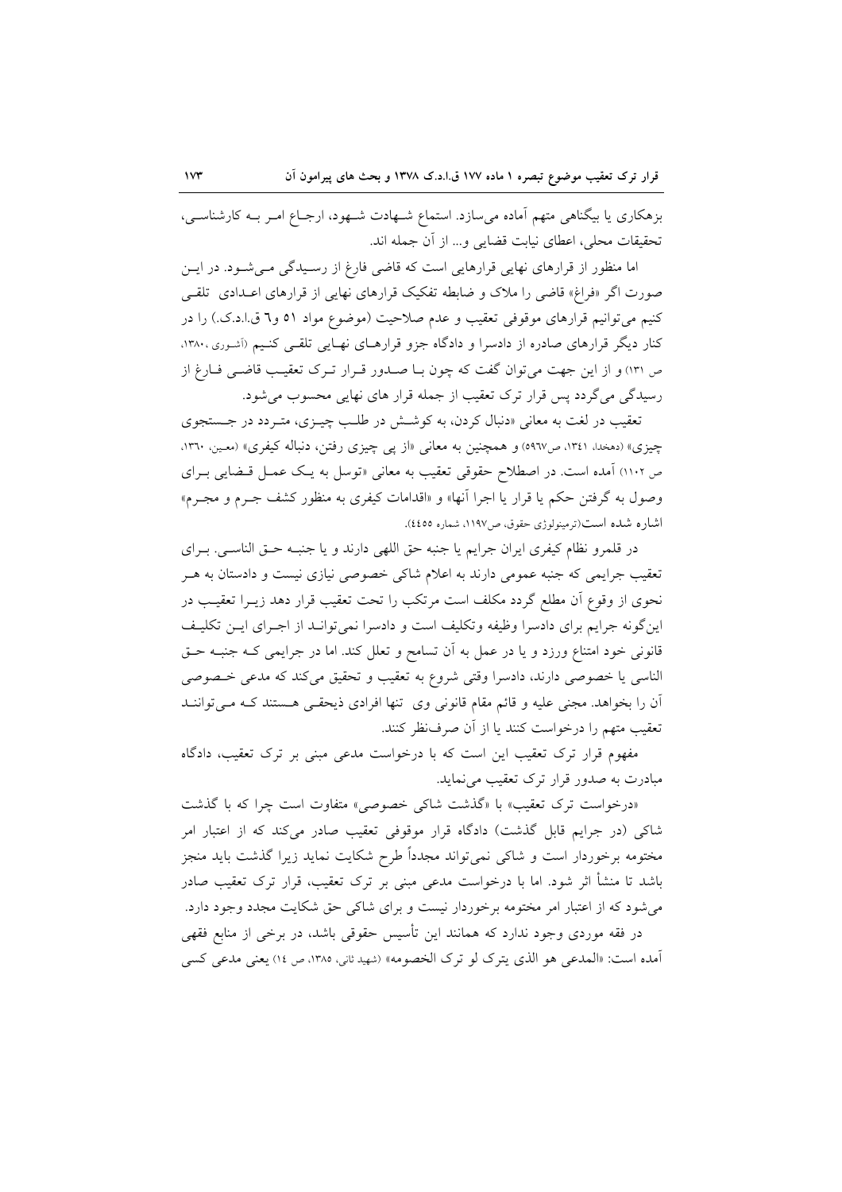بزهکاری یا بیگناهی متهم آماده می‌سازد. استماع شـهادت شـهود، ارجـاع امـر بـه کارشناسـی، تحقیقات محلی، اعطای نیابت قضایی و... از آن جمله اند.

اما منظور از قرارهای نهایی قرارهایی است که قاضی فارغ از رسـیدگی مـی‌شـود. در ایـن صورت اگر «فراغ» قاضی را ملاک و ضابطه تفکیک قرارهای نهایی از قرارهای اعـدادی تلقـی کنیم می‌توانیم قرارهای موقوفی تعقیب و عدم صلاحیت (موضوع مواد ۵۱ و٦ ق.ا.د.ک.) را در کنار دیگر قرارهای صادره از دادسرا و دادگاه جزو قرارهـای نهـایی تلقـی کنـیم (آشـوری ،۱۳۸۰، ص ۱۳۱) و از این جهت می‌توان گفت که چون بـا صـدور قـرار تـرک تعقیـب قاضـی فـارغ از رسیدگی می‌گردد پس قرار ترک تعقیب از جمله قرار های نهایی محسوب می‌شود.

تعقیب در لغت به معانی «دنبال کردن، به کوشـش در طلـب چیـزی، متـردد در جـستجوی چیزی» (دهخدا، ۱۳٤۱، ص٥٩٦٧) و همچنین به معانی «از پی چیزی رفتن، دنباله کیفری» (معین، ۱۳٦۰، ص ۱۱۰۲) آمده است. در اصطلاح حقوقی تعقیب به معانی «توسل به یـک عمـل قـضایی بـرای وصول به گرفتن حکم یا قرار یا اجرا آنها» و «اقدامات کیفری به منظور کشف جـرم و مجـرم» اشاره شده است(ترمینولوژی حقوق، ص۱۱۹۷، شماره ٤٤٥٥).

در قلمرو نظام کیفری ایران جرایم یا جنبه حق اللهی دارند و یا جنبـه حـق الناسـی. بـرای تعقیب جرایمی که جنبه عمومی دارند به اعلام شاکی خصوصی نیازی نیست و دادستان به هـر نحوی از وقوع آن مطلع گردد مکلف است مرتکب را تحت تعقیب قرار دهد زیـرا تعقیـب در این‌گونه جرایم برای دادسرا وظیفه وتکلیف است و دادسرا نمی‌توانـد از اجـرای ایـن تکلیـف قانونی خود امتناع ورزد و یا در عمل به آن تسامح و تعلل کند. اما در جرایمی کـه جنبـه حـق الناسی یا خصوصی دارند، دادسرا وقتی شروع به تعقیب و تحقیق می‌کند که مدعی خـصوصی آن را بخواهد. مجنی علیه و قائم مقام قانونی وی تنها افرادی ذیحقـی هـستند کـه مـی‌تواننـد تعقیب متهم را درخواست کنند یا از آن صرف‌نظر کنند.

مفهوم قرار ترک تعقیب این است که با درخواست مدعی مبنی بر ترک تعقیب، دادگاه مبادرت به صدور قرار ترک تعقیب می‌نماید.

«درخواست ترک تعقیب» با «گذشت شاکی خصوصی» متفاوت است چرا که با گذشت شاکی (در جرایم قابل گذشت) دادگاه قرار موقوفی تعقیب صادر می‌کند که از اعتبار امر مختومه برخوردار است و شاکی نمی‌تواند مجدداً طرح شکایت نماید زیرا گذشت باید منجز باشد تا منشأ اثر شود. اما با درخواست مدعی مبنی بر ترک تعقیب، قرار ترک تعقیب صادر می‌شود که از اعتبار امر مختومه برخوردار نیست و برای شاکی حق شکایت مجدد وجود دارد.

در فقه موردی وجود ندارد که همانند این تأسیس حقوقی باشد، در برخی از منابع فقهی آمده است: «المدعی هو الذی یترک لو ترک الخصومه» (شهید ثانی، ۱۳۸٥، ص ١٤) یعنی مدعی کسی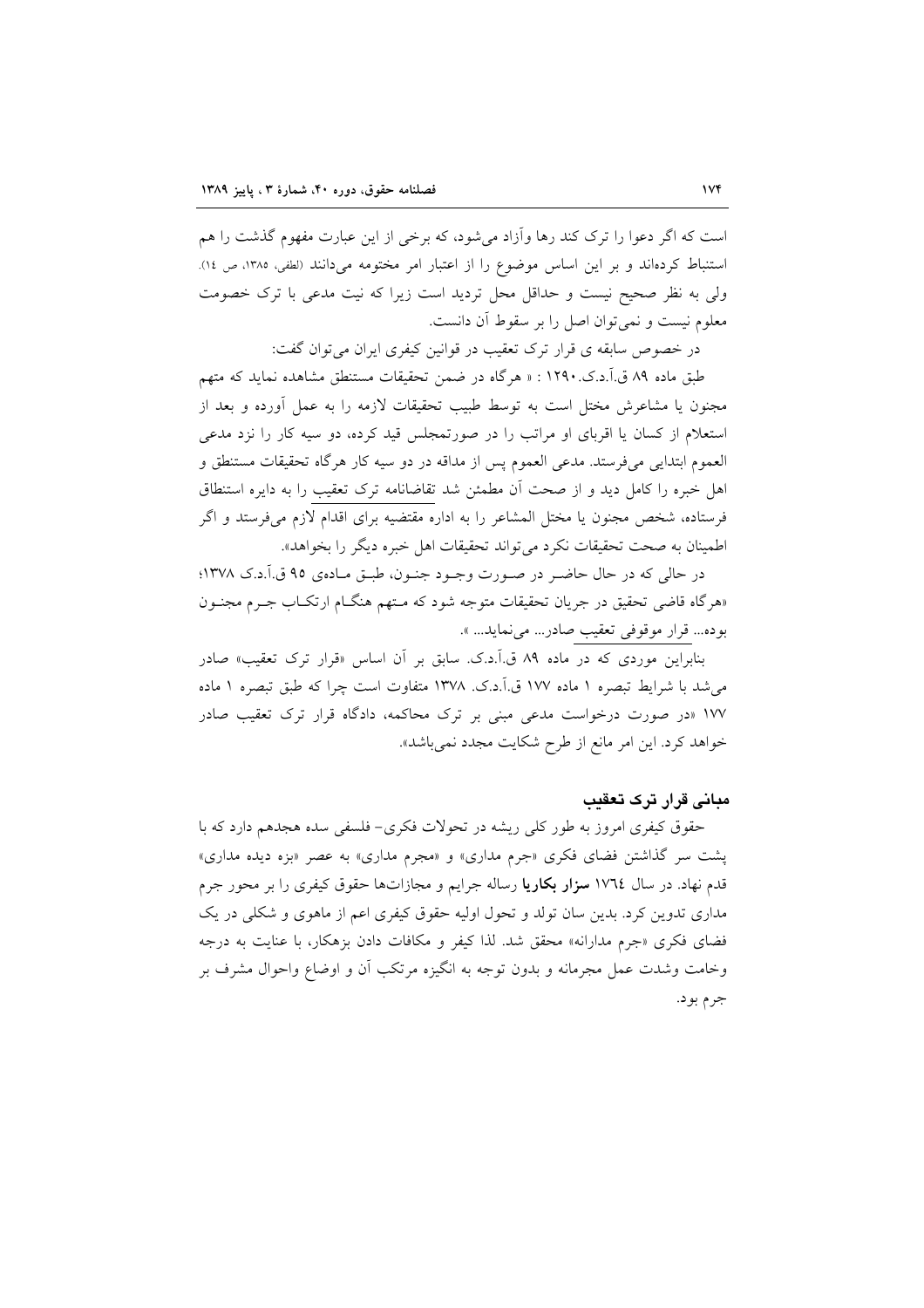است که اگر دعوا را ترک کند رها وآزاد می‌شود، که برخی از این عبارت مفهوم گذشت را هم استنباط کرده‌اند و بر این اساس موضوع را از اعتبار امر مختومه می‌دانند (لطفی، ۱۳۸۵، ص ۱٤). ولی به نظر صحیح نیست و حداقل محل تردید است زیرا که نیت مدعی با ترک خصومت معلوم نیست و نمی‌توان اصل را بر سقوط آن دانست.

در خصوص سابقه ی قرار ترک تعقیب در قوانین کیفری ایران می‌توان گفت:

طبق ماده ۸۹ ق.آ.د.ک.۱۲۹۰ : « هرگاه در ضمن تحقیقات مستنطق مشاهده نماید که متهم مجنون یا مشاعرش مختل است به توسط طبیب تحقیقات لازمه را به عمل آورده و بعد از استعلام از کسان یا اقربای او مراتب را در صورتمجلس قید کرده، دو سیه کار را نزد مدعی العموم ابتدایی می‌فرستد. مدعی العموم پس از مداقه در دو سیه کار هرگاه تحقیقات مستنطق و اهل خبره را کامل دید و از صحت آن مطمئن شد تقاضانامه ترک تعقیب را به دایره استنطاق فرستاده، شخص مجنون یا مختل المشاعر را به اداره مقتضیه برای اقدام لازم می‌فرستد و اگر اطمینان به صحت تحقیقات نکرد می‌تواند تحقیقات اهل خبره دیگر را بخواهد».

در حالی که در حال حاضر در صورت وجود جنون، طبق ماده‌ی ۹۵ ق.آ.د.ک ۱۳۷۸؛ «هرگاه قاضی تحقیق در جریان تحقیقات متوجه شود که متهم هنگام ارتکاب جرم مجنون بوده... قرار موقوفی تعقیب صادر... می‌نماید... ».

بنابراین موردی که در ماده ۸۹ ق.آ.د.ک. سابق بر آن اساس «قرار ترک تعقیب» صادر می‌شد با شرایط تبصره ۱ ماده ۱۷۷ ق.آ.د.ک. ۱۳۷۸ متفاوت است چرا که طبق تبصره ۱ ماده ۱۷۷ «در صورت درخواست مدعی مبنی بر ترک محاکمه، دادگاه قرار ترک تعقیب صادر خواهد کرد. این امر مانع از طرح شکایت مجدد نمی‌باشد».

## مبانی قرار ترک تعقیب

حقوق کیفری امروز به طور کلی ریشه در تحولات فکری- فلسفی سده هجدهم دارد که با پشت سر گذاشتن فضای فکری «جرم مداری» و «مجرم مداری» به عصر «بزه دیده مداری» قدم نهاد. در سال ۱۷٦٤ **سزار بکاریا** رساله جرایم و مجازات‌ها حقوق کیفری را بر محور جرم مداری تدوین کرد. بدین سان تولد و تحول اولیه حقوق کیفری اعم از ماهوی و شکلی در یک فضای فکری «جرم مدارانه» محقق شد. لذا کیفر و مکافات دادن بزهکار، با عنایت به درجه وخامت وشدت عمل مجرمانه و بدون توجه به انگیزه مرتکب آن و اوضاع واحوال مشرف بر جرم بود.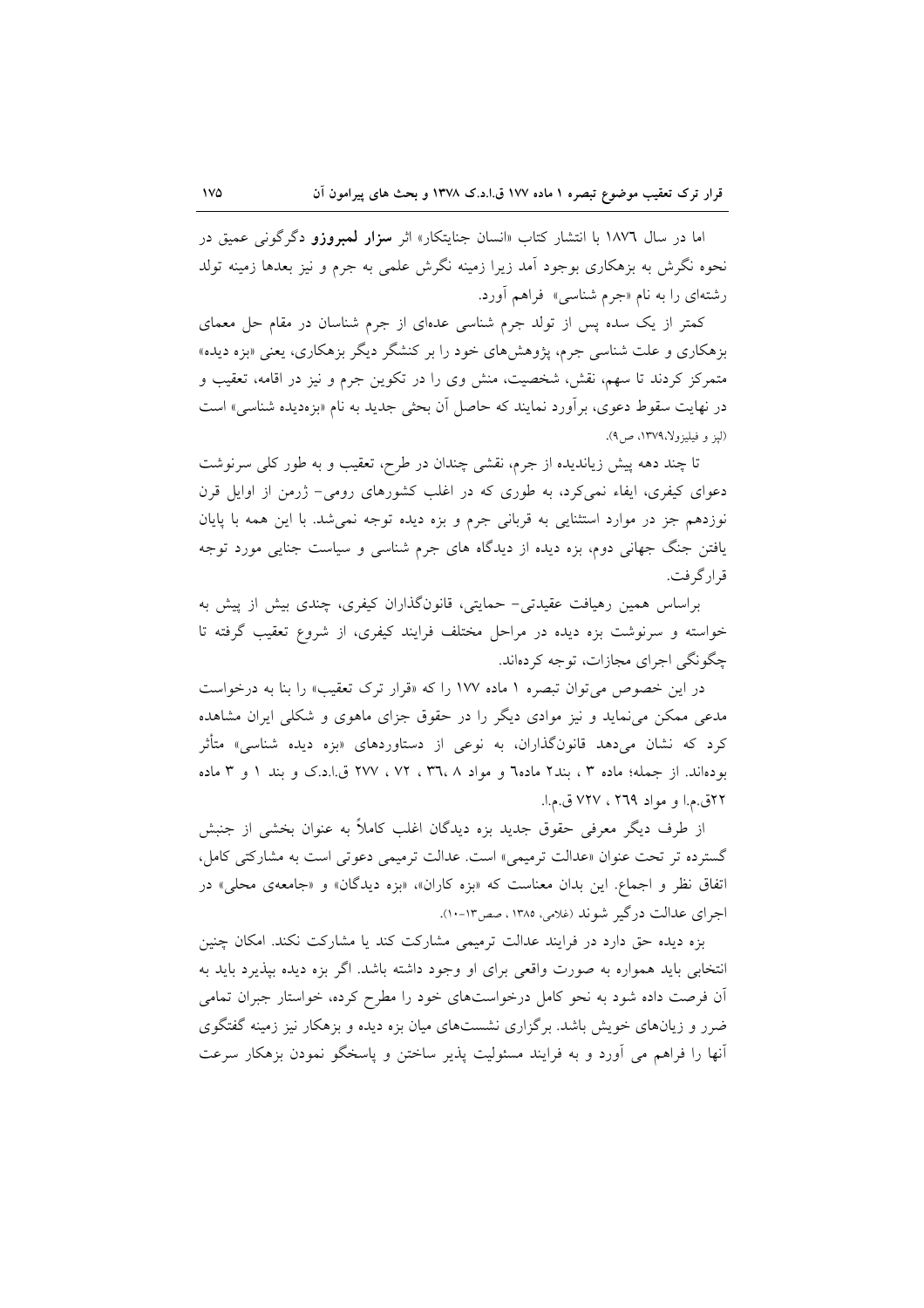اما در سال ۱۸۷٦ با انتشار کتاب «انسان جنایتکار» اثر **سزار لمبروزو** دگرگونی عمیق در نحوه نگرش به بزهکاری بوجود آمد زیرا زمینه نگرش علمی به جرم و نیز بعدها زمینه تولد رشته‌ای را به نام «جرم شناسی» فراهم آورد.

کمتر از یک سده پس از تولد جرم شناسی عده‌ای از جرم شناسان در مقام حل معمای بزهکاری و علت شناسی جرم، پژوهش‌های خود را بر کنشگر دیگر بزهکاری، یعنی «بزه دیده» متمرکز کردند تا سهم، نقش، شخصیت، منش وی را در تکوین جرم و نیز در اقامه، تعقیب و در نهایت سقوط دعوی، برآورد نمایند که حاصل آن بحثی جدید به نام «بزه‌دیده شناسی» است (لپز و فیلیزولا، ۱۳۷۹، ص۹).

تا چند دهه پیش زیاندیده از جرم، نقشی چندان در طرح، تعقیب و به طور کلی سرنوشت دعوای کیفری، ایفاء نمی‌کرد، به طوری که در اغلب کشورهای رومی- ژرمن از اوایل قرن نوزدهم جز در موارد استثنایی به قربانی جرم و بزه دیده توجه نمی‌شد. با این همه با پایان یافتن جنگ جهانی دوم، بزه دیده از دیدگاه های جرم شناسی و سیاست جنایی مورد توجه قرارگرفت.

براساس همین رهیافت عقیدتی- حمایتی، قانون‌گذاران کیفری، چندی بیش از پیش به خواسته و سرنوشت بزه دیده در مراحل مختلف فرایند کیفری، از شروع تعقیب گرفته تا چگونگی اجرای مجازات، توجه کرده‌اند.

در این خصوص می‌توان تبصره ۱ ماده ۱۷۷ را که «قرار ترک تعقیب» را بنا به درخواست مدعی ممکن می‌نماید و نیز موادی دیگر را در حقوق جزای ماهوی و شکلی ایران مشاهده کرد که نشان می‌دهد قانون‌گذاران، به نوعی از دستاوردهای «بزه دیده شناسی» متأثر بوده‌اند. از جمله؛ ماده ۳ ، بند۲ ماده٦ و مواد ۸ ،۳٦ ، ۷۲ ، ۲۷۷ ق.ا.د.ک و بند ۱ و ۳ ماده ۲۲ق.م.ا و مواد ۲٦۹ ، ۷۲۷ ق.م.ا.

از طرف دیگر معرفی حقوق جدید بزه دیدگان اغلب کاملاً به عنوان بخشی از جنبش گسترده تر تحت عنوان «عدالت ترمیمی» است. عدالت ترمیمی دعوتی است به مشارکتی کامل، اتفاق نظر و اجماع. این بدان معناست که «بزه کاران»، «بزه دیدگان» و «جامعه‌ی محلی» در اجرای عدالت درگیر شوند (غلامی، ۱۳۸۵ ، صص۱۳-۱۰).

بزه دیده حق دارد در فرایند عدالت ترمیمی مشارکت کند یا مشارکت نکند. امکان چنین انتخابی باید همواره به صورت واقعی برای او وجود داشته باشد. اگر بزه دیده بپذیرد باید به آن فرصت داده شود به نحو کامل درخواست‌های خود را مطرح کرده، خواستار جبران تمامی ضرر و زیان‌های خویش باشد. برگزاری نشست‌های میان بزه دیده و بزهکار نیز زمینه گفتگوی آنها را فراهم می آورد و به فرایند مسئولیت پذیر ساختن و پاسخگو نمودن بزهکار سرعت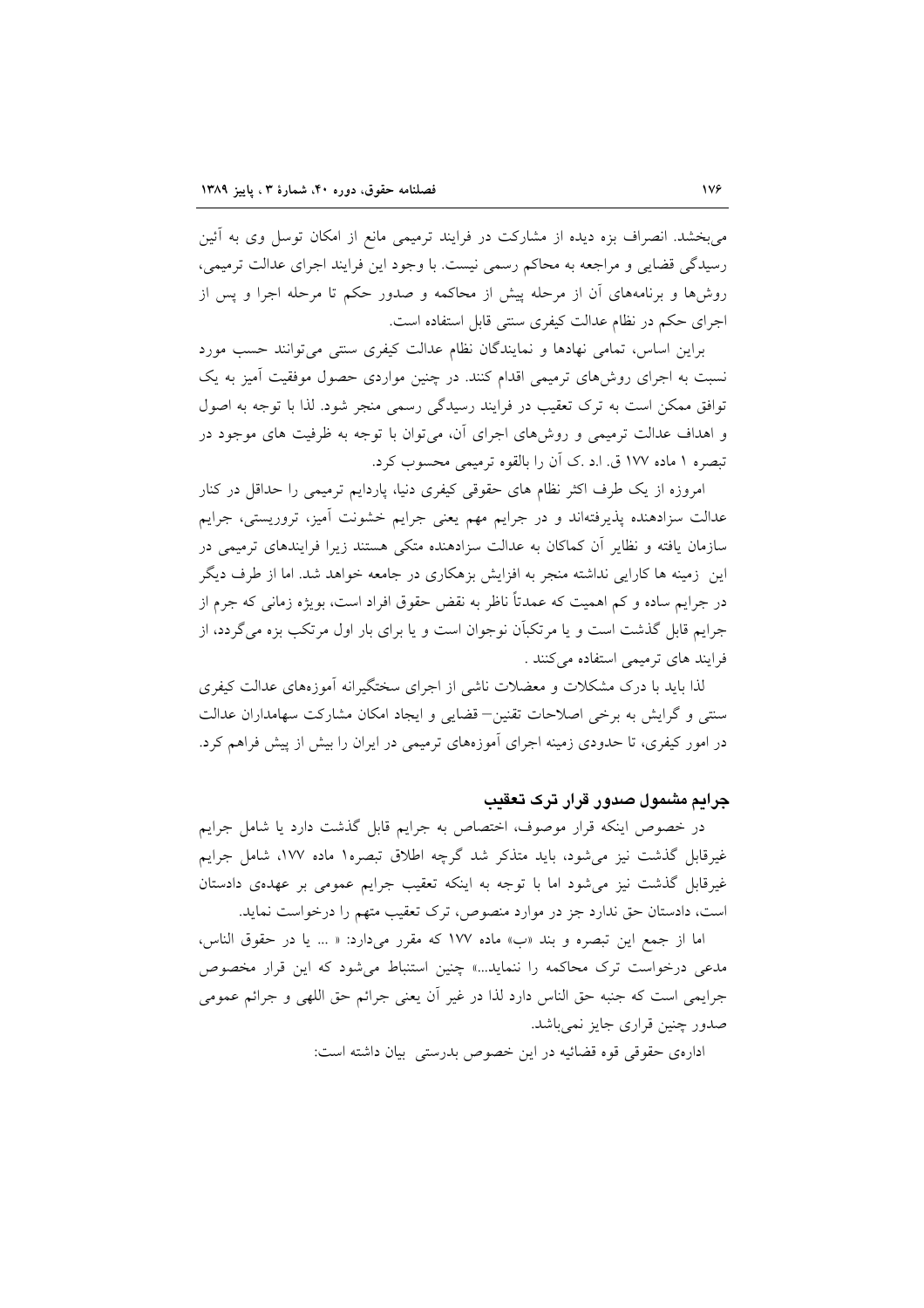می‌بخشد. انصراف بزه دیده از مشارکت در فرایند ترمیمی مانع از امکان توسل وی به آئین رسیدگی قضایی و مراجعه به محاکم رسمی نیست. با وجود این فرایند اجرای عدالت ترمیمی، روش‌ها و برنامه‌های آن از مرحله پیش از محاکمه و صدور حکم تا مرحله اجرا و پس از اجرای حکم در نظام عدالت کیفری سنتی قابل استفاده است.

براین اساس، تمامی نهادها و نمایندگان نظام عدالت کیفری سنتی می‌توانند حسب مورد نسبت به اجرای روش‌های ترمیمی اقدام کنند. در چنین مواردی حصول موفقیت آمیز به یک توافق ممکن است به ترک تعقیب در فرایند رسیدگی رسمی منجر شود. لذا با توجه به اصول و اهداف عدالت ترمیمی و روش‌های اجرای آن، می‌توان با توجه به ظرفیت های موجود در تبصره ۱ ماده ۱۷۷ ق. ا.د .ک آن را بالقوه ترمیمی محسوب کرد.

امروزه از یک طرف اکثر نظام های حقوقی کیفری دنیا، پارادایم ترمیمی را حداقل در کنار عدالت سزادهنده پذیرفته‌اند و در جرایم مهم یعنی جرایم خشونت آمیز، تروریستی، جرایم سازمان یافته و نظایر آن کماکان به عدالت سزادهنده متکی هستند زیرا فرایندهای ترمیمی در این زمینه ها کارایی نداشته منجر به افزایش بزهکاری در جامعه خواهد شد. اما از طرف دیگر در جرایم ساده و کم اهمیت که عمدتاً ناظر به نقض حقوق افراد است، بویژه زمانی که جرم از جرایم قابل گذشت است و یا مرتکبان نوجوان است و یا برای بار اول مرتکب بزه می‌گردد، از فرایند های ترمیمی استفاده می‌کنند .

لذا باید با درک مشکلات و معضلات ناشی از اجرای سختگیرانه آموزه‌های عدالت کیفری سنتی و گرایش به برخی اصلاحات تقنین– قضایی و ایجاد امکان مشارکت سهامداران عدالت در امور کیفری، تا حدودی زمینه اجرای آموزه‌های ترمیمی در ایران را بیش از پیش فراهم کرد.

### جرایم مشمول صدور قرار ترک تعقیب

در خصوص اینکه قرار موصوف، اختصاص به جرایم قابل گذشت دارد یا شامل جرایم غیرقابل گذشت نیز می‌شود، باید متذکر شد گرچه اطلاق تبصره۱ ماده ۱۷۷، شامل جرایم غیرقابل گذشت نیز می‌شود اما با توجه به اینکه تعقیب جرایم عمومی بر عهده‌ی دادستان است، دادستان حق ندارد جز در موارد منصوص، ترک تعقیب متهم را درخواست نماید.

اما از جمع این تبصره و بند «ب» ماده ۱۷۷ که مقرر می‌دارد: « ... یا در حقوق الناس، مدعی درخواست ترک محاکمه را ننماید...» چنین استنباط می‌شود که این قرار مخصوص جرایمی است که جنبه حق الناس دارد لذا در غیر آن یعنی جرائم حق اللهی و جرائم عمومی صدور چنین قراری جایز نمی‌باشد.

اداره‌ی حقوقی قوه قضائیه در این خصوص بدرستی بیان داشته است: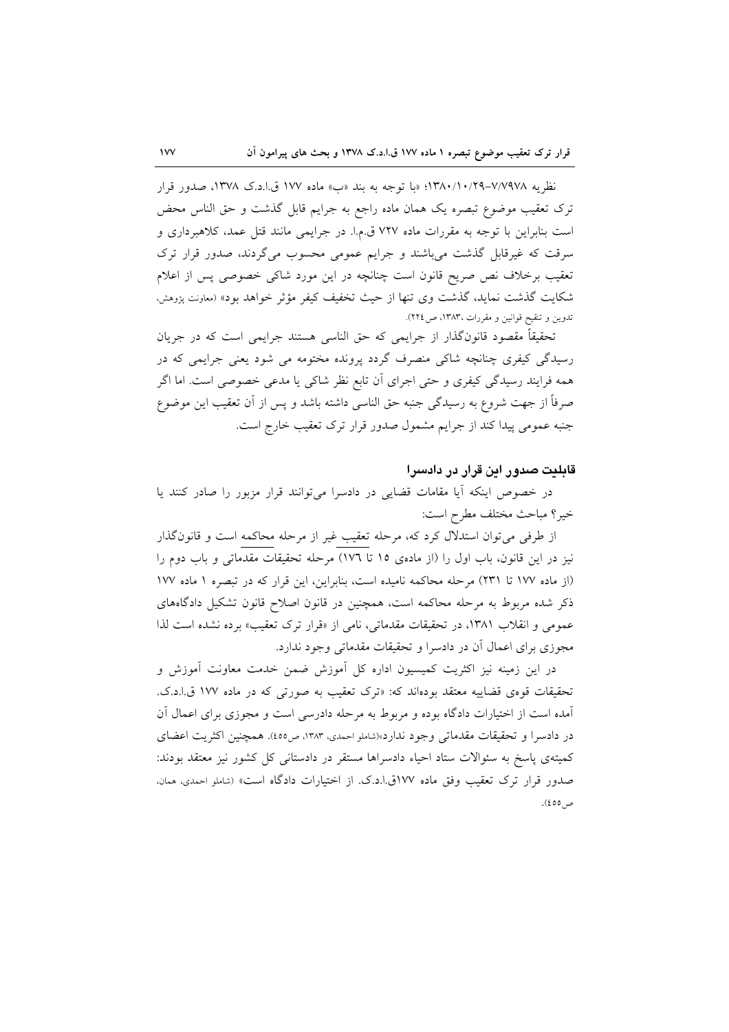نظریه ۷/۷۹۷۸–۱۳۸۰/۱۰/۲۹؛ «با توجه به بند «ب» ماده ۱۷۷ ق.ا.د.ک ۱۳۷۸، صدور قرار ترک تعقیب موضوع تبصره یک همان ماده راجع به جرایم قابل گذشت و حق الناس محض است بنابراین با توجه به مقررات ماده ۷۲۷ ق.م.ا. در جرایمی مانند قتل عمد، کلاهبرداری و سرقت که غیرقابل گذشت می‌باشند و جرایم عمومی محسوب می‌گردند، صدور قرار ترک تعقیب برخلاف نص صریح قانون است چنانچه در این مورد شاکی خصوصی پس از اعلام شکایت گذشت نماید، گذشت وی تنها از حیث تخفیف کیفر مؤثر خواهد بود» (معاونت پژوهش، تدوین و تنقیح قوانین و مقررات ،۱۳۸۳، ص۲۲٤).

تحقیقاً مقصود قانونگذار از جرایمی که حق الناسی هستند جرایمی است که در جریان رسیدگی کیفری چنانچه شاکی منصرف گردد پرونده مختومه می شود یعنی جرایمی که در همه فرایند رسیدگی کیفری و حتی اجرای آن تابع نظر شاکی یا مدعی خصوصی است. اما اگر صرفاً از جهت شروع به رسیدگی جنبه حق الناسی داشته باشد و پس از آن تعقیب این موضوع جنبه عمومی پیدا کند از جرایم مشمول صدور قرار ترک تعقیب خارج است.

### قابلیت صدور این قرار در دادسرا

در خصوص اینکه آیا مقامات قضایی در دادسرا می‌توانند قرار مزبور را صادر کنند یا خیر؟ مباحث مختلف مطرح است:

از طرفی می‌توان استدلال کرد که، مرحله تعقیب غیر از مرحله محاکمه است و قانونگذار نیز در این قانون، باب اول را (از ماده‌ی ۱۵ تا ۱۷٦) مرحله تحقیقات مقدماتی و باب دوم را (از ماده ۱۷۷ تا ۲۳۱) مرحله محاکمه نامیده است، بنابراین، این قرار که در تبصره ۱ ماده ۱۷۷ ذکر شده مربوط به مرحله محاکمه است، همچنین در قانون اصلاح قانون تشکیل دادگاه‌های عمومی و انقلاب ۱۳۸۱، در تحقیقات مقدماتی، نامی از «قرار ترک تعقیب» برده نشده است لذا مجوزی برای اعمال آن در دادسرا و تحقیقات مقدماتی وجود ندارد.

در این زمینه نیز اکثریت کمیسیون اداره کل آموزش ضمن خدمت معاونت آموزش و تحقیقات قوه‌ی قضاییه معتقد بوده‌اند که: «ترک تعقیب به صورتی که در ماده ۱۷۷ ق.ا.د.ک. آمده است از اختیارات دادگاه بوده و مربوط به مرحله دادرسی است و مجوزی برای اعمال آن در دادسرا و تحقیقات مقدماتی وجود ندارد»(شاملو احمدی، ۱۳۸۳، ص٤٥٥). همچنین اکثریت اعضای کمیته‌ی پاسخ به سئوالات ستاد احیاء دادسراها مستقر در دادستانی کل کشور نیز معتقد بودند: صدور قرار ترک تعقیب وفق ماده ۱۷۷ق.ا.د.ک. از اختیارات دادگاه است» (شاملو احمدی، همان، ص٤٥٥).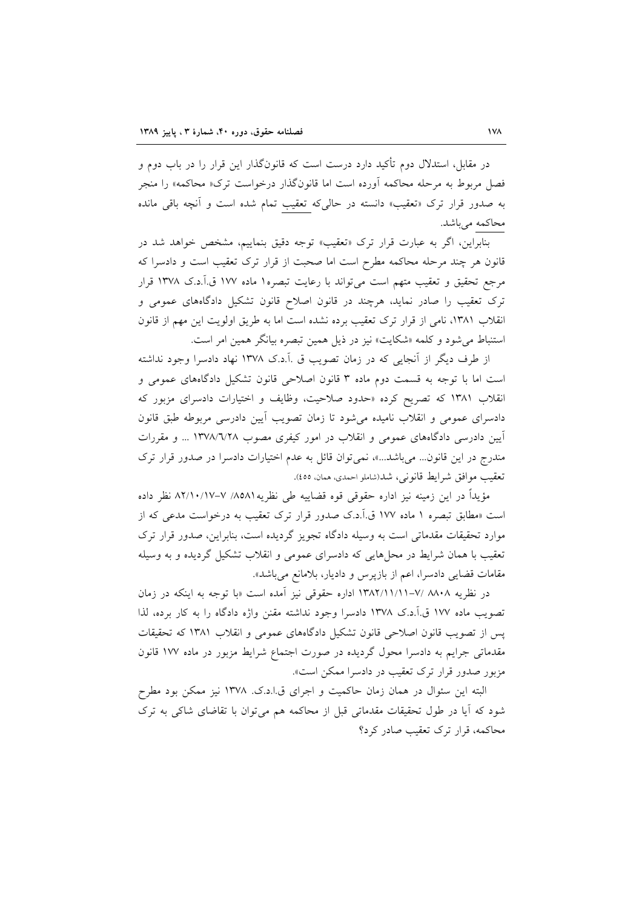در مقابل، استدلال دوم تأکید دارد درست است که قانون‌گذار این قرار را در باب دوم و فصل مربوط به مرحله محاکمه آورده است اما قانون‌گذار درخواست ترک« محاکمه» را منجر به صدور قرار ترک «تعقیب» دانسته در حالی‌که تعقیب تمام شده است و آنچه باقی مانده محاکمه می‌باشد.

بنابراین، اگر به عبارت قرار ترک «تعقیب» توجه دقیق بنماییم، مشخص خواهد شد در قانون هر چند مرحله محاکمه مطرح است اما صحبت از قرار ترک تعقیب است و دادسرا که مرجع تحقیق و تعقیب متهم است می‌تواند با رعایت تبصره۱ ماده ۱۷۷ ق.آ.د.ک ۱۳۷۸ قرار ترک تعقیب را صادر نماید، هرچند در قانون اصلاح قانون تشکیل دادگاه‌های عمومی و انقلاب ۱۳۸۱، نامی از قرار ترک تعقیب برده نشده است اما به طریق اولویت این مهم از قانون استنباط می‌شود و کلمه «شکایت» نیز در ذیل همین تبصره بیانگر همین امر است.

از طرف دیگر از آنجایی که در زمان تصویب ق .آ.د.ک ۱۳۷۸ نهاد دادسرا وجود نداشته است اما با توجه به قسمت دوم ماده ۳ قانون اصلاحی قانون تشکیل دادگاه‌های عمومی و انقلاب ۱۳۸۱ که تصریح کرده «حدود صلاحیت، وظایف و اختیارات دادسرای مزبور که دادسرای عمومی و انقلاب نامیده می‌شود تا زمان تصویب آیین دادرسی مربوطه طبق قانون آیین دادرسی دادگاه‌های عمومی و انقلاب در امور کیفری مصوب ۱۳۷۸/۶/۲۸ ... و مقررات مندرج در این قانون... می‌باشد...»، نمی‌توان قائل به عدم اختیارات دادسرا در صدور قرار ترک تعقیب موافق شرایط قانونی، شد(شاملو احمدی، همان، ٤٥٥).

مؤیداً در این زمینه نیز اداره حقوقی قوه قضاییه طی نظریه۸۵۸۱/ ۷-۸۲/۱۰/۱۷ نظر داده است «مطابق تبصره ۱ ماده ۱۷۷ ق.آ.د.ک صدور قرار ترک تعقیب به درخواست مدعی که از موارد تحقیقات مقدماتی است به وسیله دادگاه تجویز گردیده است، بنابراین، صدور قرار ترک تعقیب با همان شرایط در محل‌هایی که دادسرای عمومی و انقلاب تشکیل گردیده و به وسیله مقامات قضایی دادسرا، اعم از بازپرس و دادیار، بلامانع می‌باشد».

در نظریه ۸۸۰۸ /۷-۱۳۸۲/۱۱/۱۱ اداره حقوقی نیز آمده است «با توجه به اینکه در زمان تصویب ماده ۱۷۷ ق.آ.د.ک ۱۳۷۸ دادسرا وجود نداشته مقنن واژه دادگاه را به کار برده، لذا پس از تصویب قانون اصلاحی قانون تشکیل دادگاه‌های عمومی و انقلاب ۱۳۸۱ که تحقیقات مقدماتی جرایم به دادسرا محول گردیده در صورت اجتماع شرایط مزبور در ماده ۱۷۷ قانون مزبور صدور قرار ترک تعقیب در دادسرا ممکن است».

البته این سئوال در همان زمان حاکمیت و اجرای ق.ا.د.ک. ۱۳۷۸ نیز ممکن بود مطرح شود که آیا در طول تحقیقات مقدماتی قبل از محاکمه هم می‌توان با تقاضای شاکی به ترک محاکمه، قرار ترک تعقیب صادر کرد؟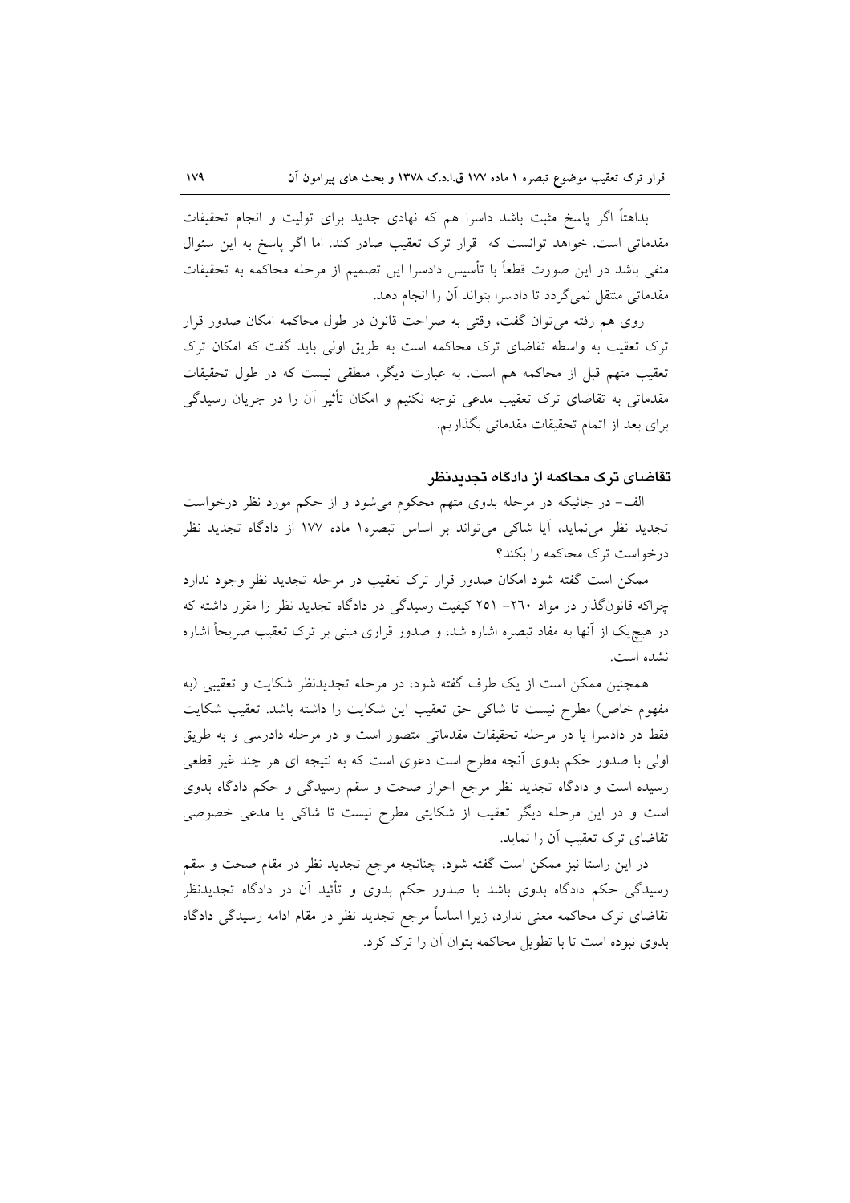بداهتاً اگر پاسخ مثبت باشد داسرا هم که نهادی جدید برای تولیت و انجام تحقیقات مقدماتی است. خواهد توانست که قرار ترک تعقیب صادر کند. اما اگر پاسخ به این سئوال منفی باشد در این صورت قطعاً با تأسیس دادسرا این تصمیم از مرحله محاکمه به تحقیقات مقدماتی منتقل نمی‌گردد تا دادسرا بتواند آن را انجام دهد.

روی هم رفته می‌توان گفت، وقتی به صراحت قانون در طول محاکمه امکان صدور قرار ترک تعقیب به واسطه تقاضای ترک محاکمه است به طریق اولی باید گفت که امکان ترک تعقیب متهم قبل از محاکمه هم است. به عبارت دیگر، منطقی نیست که در طول تحقیقات مقدماتی به تقاضای ترک تعقیب مدعی توجه نکنیم و امکان تأثیر آن را در جریان رسیدگی برای بعد از اتمام تحقیقات مقدماتی بگذاریم.

### تقاضای ترک محاکمه از دادگاه تجدیدنظر

الف- در جائیکه در مرحله بدوی متهم محکوم می‌شود و از حکم مورد نظر درخواست تجدید نظر می‌نماید، آیا شاکی می‌تواند بر اساس تبصره۱ ماده ۱۷۷ از دادگاه تجدید نظر درخواست ترک محاکمه را بکند؟

ممکن است گفته شود امکان صدور قرار ترک تعقیب در مرحله تجدید نظر وجود ندارد چراکه قانونگذار در مواد ۲۶۰- ۲۵۱ کیفیت رسیدگی در دادگاه تجدید نظر را مقرر داشته که در هیچ‌یک از آنها به مفاد تبصره اشاره شد، و صدور قراری مبنی بر ترک تعقیب صریحاً اشاره نشده است.

همچنین ممکن است از یک طرف گفته شود، در مرحله تجدیدنظر شکایت و تعقیبی (به مفهوم خاص) مطرح نیست تا شاکی حق تعقیب این شکایت را داشته باشد. تعقیب شکایت فقط در دادسرا یا در مرحله تحقیقات مقدماتی متصور است و در مرحله دادرسی و به طریق اولی با صدور حکم بدوی آنچه مطرح است دعوی است که به نتیجه ای هر چند غیر قطعی رسیده است و دادگاه تجدید نظر مرجع احراز صحت و سقم رسیدگی و حکم دادگاه بدوی است و در این مرحله دیگر تعقیب از شکایتی مطرح نیست تا شاکی یا مدعی خصوصی تقاضای ترک تعقیب آن را نماید.

در این راستا نیز ممکن است گفته شود، چنانچه مرجع تجدید نظر در مقام صحت و سقم رسیدگی حکم دادگاه بدوی باشد با صدور حکم بدوی و تأئید آن در دادگاه تجدیدنظر تقاضای ترک محاکمه معنی ندارد، زیرا اساساً مرجع تجدید نظر در مقام ادامه رسیدگی دادگاه بدوی نبوده است تا با تطویل محاکمه بتوان آن را ترک کرد.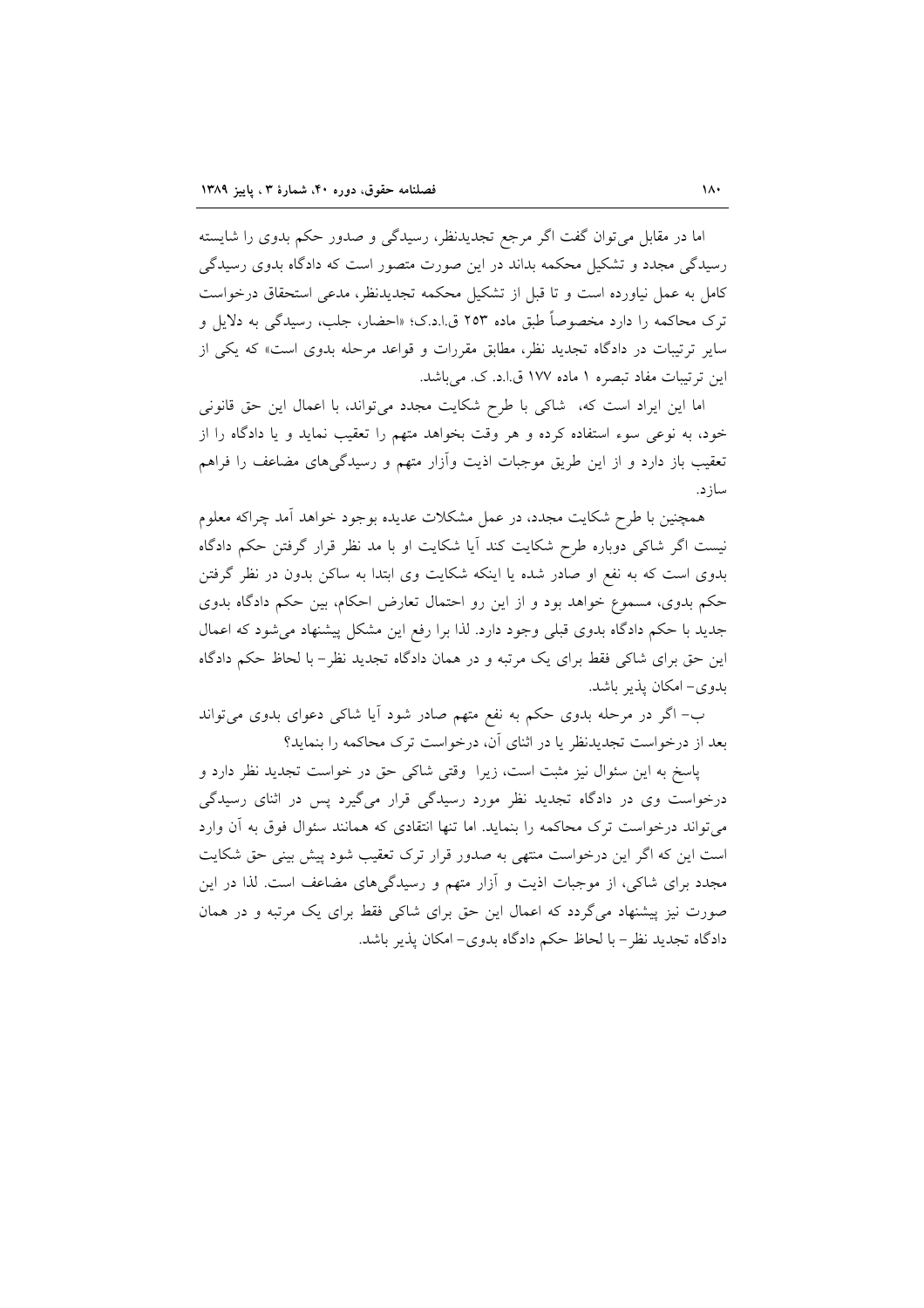اما در مقابل می‌توان گفت اگر مرجع تجدیدنظر، رسیدگی و صدور حکم بدوی را شایسته رسیدگی مجدد و تشکیل محکمه بداند در این صورت متصور است که دادگاه بدوی رسیدگی کامل به عمل نیاورده است و تا قبل از تشکیل محکمه تجدیدنظر، مدعی استحقاق درخواست ترک محاکمه را دارد مخصوصاً طبق ماده ۲۵۳ ق.ا.د.ک؛ «احضار، جلب، رسیدگی به دلایل و سایر ترتیبات در دادگاه تجدید نظر، مطابق مقررات و قواعد مرحله بدوی است» که یکی از این ترتیبات مفاد تبصره ۱ ماده ۱۷۷ ق.ا.د. ک. می‌باشد.

اما این ایراد است که، شاکی با طرح شکایت مجدد می‌تواند، با اعمال این حق قانونی خود، به نوعی سوء استفاده کرده و هر وقت بخواهد متهم را تعقیب نماید و یا دادگاه را از تعقیب باز دارد و از این طریق موجبات اذیت وآزار متهم و رسیدگی‌های مضاعف را فراهم سازد.

همچنین با طرح شکایت مجدد، در عمل مشکلات عدیده بوجود خواهد آمد چراکه معلوم نیست اگر شاکی دوباره طرح شکایت کند آیا شکایت او با مد نظر قرار گرفتن حکم دادگاه بدوی است که به نفع او صادر شده یا اینکه شکایت وی ابتدا به ساکن بدون در نظر گرفتن حکم بدوی، مسموع خواهد بود و از این رو احتمال تعارض احکام، بین حکم دادگاه بدوی جدید با حکم دادگاه بدوی قبلی وجود دارد. لذا برا رفع این مشکل پیشنهاد می‌شود که اعمال این حق برای شاکی فقط برای یک مرتبه و در همان دادگاه تجدید نظر- با لحاظ حکم دادگاه بدوی- امکان پذیر باشد.

ب- اگر در مرحله بدوی حکم به نفع متهم صادر شود آیا شاکی دعوای بدوی می‌تواند بعد از درخواست تجدیدنظر یا در اثنای آن، درخواست ترک محاکمه را بنماید؟

پاسخ به این سئوال نیز مثبت است، زیرا وقتی شاکی حق در خواست تجدید نظر دارد و درخواست وی در دادگاه تجدید نظر مورد رسیدگی قرار می‌گیرد پس در اثنای رسیدگی می‌تواند درخواست ترک محاکمه را بنماید. اما تنها انتقادی که همانند سئوال فوق به آن وارد است این که اگر این درخواست منتهی به صدور قرار ترک تعقیب شود پیش بینی حق شکایت مجدد برای شاکی، از موجبات اذیت و آزار متهم و رسیدگی‌های مضاعف است. لذا در این صورت نیز پیشنهاد می‌گردد که اعمال این حق برای شاکی فقط برای یک مرتبه و در همان دادگاه تجدید نظر- با لحاظ حکم دادگاه بدوی- امکان پذیر باشد.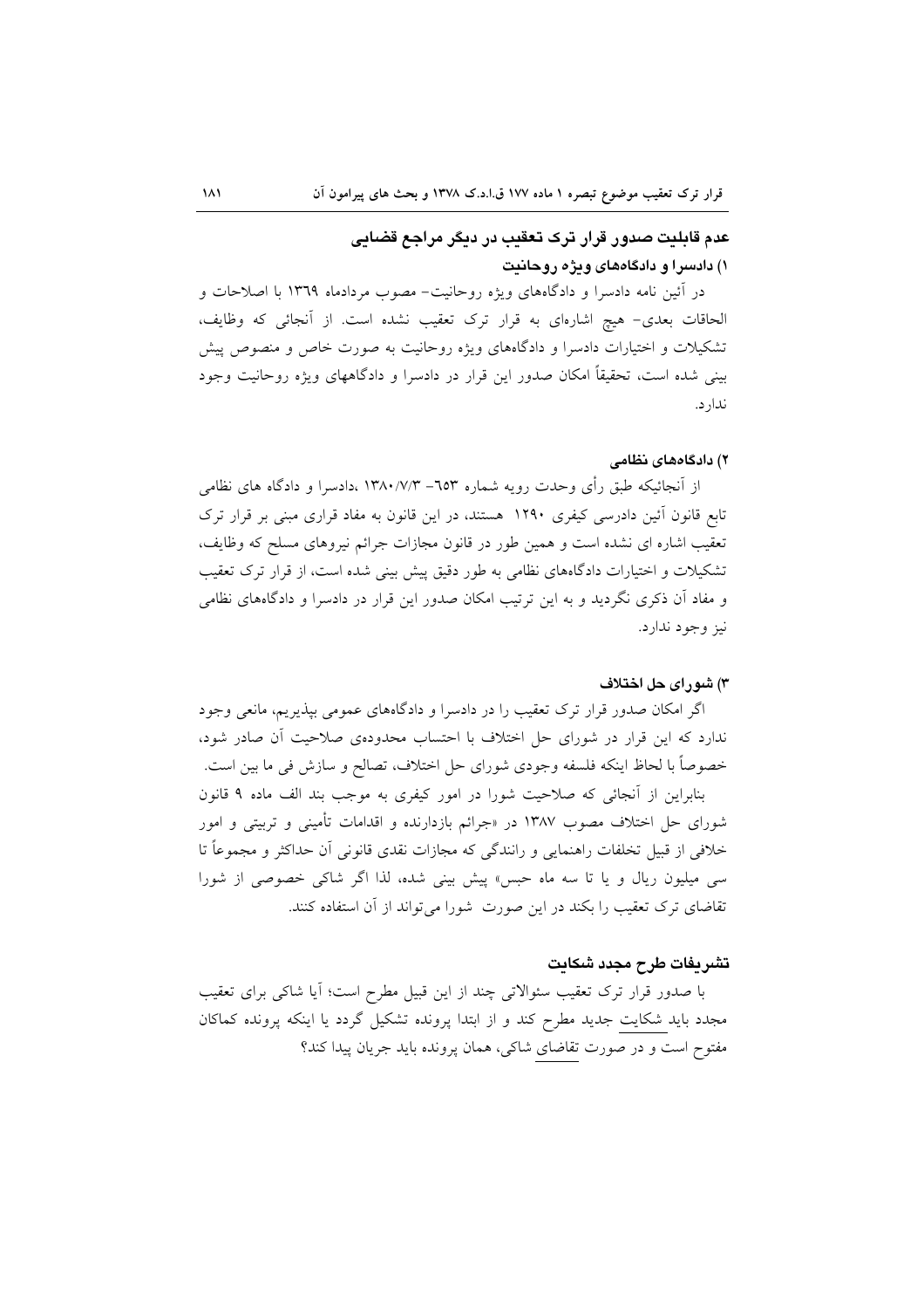## عدم قابلیت صدور قرار ترک تعقیب در دیگر مراجع قضایی

### ۱) دادسرا و دادگاه‌های ویژه روحانیت

در آئین نامه دادسرا و دادگاه‌های ویژه روحانیت– مصوب مردادماه ١٣٦٩ با اصلاحات و الحاقات بعدی– هیچ اشاره‌ای به قرار ترک تعقیب نشده است. از آنجائی که وظایف، تشکیلات و اختیارات دادسرا و دادگاه‌های ویژه روحانیت به صورت خاص و منصوص پیش بینی شده است، تحقیقاً امکان صدور این قرار در دادسرا و دادگاههای ویژه روحانیت وجود ندارد.

### ۲) دادگاه‌های نظامی

از آنجائیکه طبق رأی وحدت رویه شماره ٦٥٣– ١٣٨٠/٧/٣ ،دادسرا و دادگاه های نظامی تابع قانون آئین دادرسی کیفری ١٢٩٠ هستند، در این قانون به مفاد قراری مبنی بر قرار ترک تعقیب اشاره ای نشده است و همین طور در قانون مجازات جرائم نیروهای مسلح که وظایف، تشکیلات و اختیارات دادگاه‌های نظامی به طور دقیق پیش بینی شده است، از قرار ترک تعقیب و مفاد آن ذکری نگردید و به این ترتیب امکان صدور این قرار در دادسرا و دادگاه‌های نظامی نیز وجود ندارد.

### ۳) شورای حل اختلاف

اگر امکان صدور قرار ترک تعقیب را در دادسرا و دادگاه‌های عمومی بپذیریم، مانعی وجود ندارد که این قرار در شورای حل اختلاف با احتساب محدوده‌ی صلاحیت آن صادر شود، خصوصاً با لحاظ اینکه فلسفه وجودی شورای حل اختلاف، تصالح و سازش فی ما بین است.

بنابراین از آنجائی که صلاحیت شورا در امور کیفری به موجب بند الف ماده ۹ قانون شورای حل اختلاف مصوب ١٣٨٧ در «جرائم بازدارنده و اقدامات تأمینی و تربیتی و امور خلافی از قبیل تخلفات راهنمایی و رانندگی که مجازات نقدی قانونی آن حداکثر و مجموعاً تا سی میلیون ریال و یا تا سه ماه حبس» پیش بینی شده، لذا اگر شاکی خصوصی از شورا تقاضای ترک تعقیب را بکند در این صورت شورا می‌تواند از آن استفاده کنند.

## تشریفات طرح مجدد شکایت

با صدور قرار ترک تعقیب سئوالاتی چند از این قبیل مطرح است؛ آیا شاکی برای تعقیب مجدد باید شکایت جدید مطرح کند و از ابتدا پرونده تشکیل گردد یا اینکه پرونده کماکان مفتوح است و در صورت تقاضای شاکی، همان پرونده باید جریان پیدا کند؟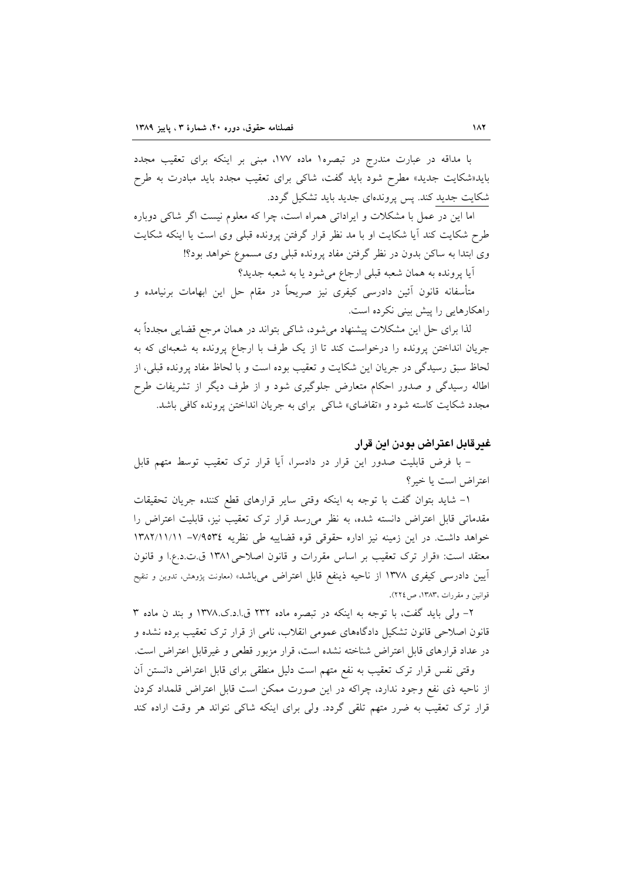با مداقه در عبارت مندرج در تبصره۱ ماده ۱۷۷، مبنی بر اینکه برای تعقیب مجدد باید«شکایت جدید» مطرح شود باید گفت، شاکی برای تعقیب مجدد باید مبادرت به طرح شکایت جدید کند. پس پرونده‌ای جدید باید تشکیل گردد.

اما این در عمل با مشکلات و ایراداتی همراه است، چرا که معلوم نیست اگر شاکی دوباره طرح شکایت کند آیا شکایت او با مد نظر قرار گرفتن پرونده قبلی وی است یا اینکه شکایت وی ابتدا به ساکن بدون در نظر گرفتن مفاد پرونده قبلی وی مسموع خواهد بود؟!

آیا پرونده به همان شعبه قبلی ارجاع می‌شود یا به شعبه جدید؟

متأسفانه قانون آئین دادرسی کیفری نیز صریحاً در مقام حل این ابهامات برنیامده و راهکارهایی را پیش بینی نکرده است.

لذا برای حل این مشکلات پیشنهاد می‌شود، شاکی بتواند در همان مرجع قضایی مجدداً به جریان انداختن پرونده را درخواست کند تا از یک طرف با ارجاع پرونده به شعبه‌ای که به لحاظ سبق رسیدگی در جریان این شکایت و تعقیب بوده است و با لحاظ مفاد پرونده قبلی، از اطاله رسیدگی و صدور احکام متعارض جلوگیری شود و از طرف دیگر از تشریفات طرح مجدد شکایت کاسته شود و «تقاضای» شاکی برای به جریان انداختن پرونده کافی باشد.

### غیرقابل اعتراض بودن این قرار

– با فرض قابلیت صدور این قرار در دادسرا، آیا قرار ترک تعقیب توسط متهم قابل اعتراض است یا خیر؟

۱- شاید بتوان گفت با توجه به اینکه وقتی سایر قرارهای قطع کننده جریان تحقیقات مقدماتی قابل اعتراض دانسته شده، به نظر می‌رسد قرار ترک تعقیب نیز، قابلیت اعتراض را خواهد داشت. در این زمینه نیز اداره حقوقی قوه قضاییه طی نظریه ۷/۹۵۳٤– ۱۳۸۲/۱۱/۱۱ معتقد است: «قرار ترک تعقیب بر اساس مقررات و قانون اصلاحی ۱۳۸۱ ق.ت.د.ع.ا و قانون آیین دادرسی کیفری ۱۳۷۸ از ناحیه ذینفع قابل اعتراض می‌باشد» (معاونت پژوهش، تدوین و تنقیح قوانین و مقررات ،۱۳۸۳، ص۲۲٤).

۲- ولی باید گفت، با توجه به اینکه در تبصره ماده ۲۳۲ ق.ا.د.ک.۱۳۷۸ و بند ن ماده ۳ قانون اصلاحی قانون تشکیل دادگاه‌های عمومی انقلاب، نامی از قرار ترک تعقیب برده نشده و در عداد قرارهای قابل اعتراض شناخته نشده است، قرار مزبور قطعی و غیرقابل اعتراض است.

وقتی نفس قرار ترک تعقیب به نفع متهم است دلیل منطقی برای قابل اعتراض دانستن آن از ناحیه ذی نفع وجود ندارد، چراکه در این صورت ممکن است قابل اعتراض قلمداد کردن قرار ترک تعقیب به ضرر متهم تلقی گردد. ولی برای اینکه شاکی نتواند هر وقت اراده کند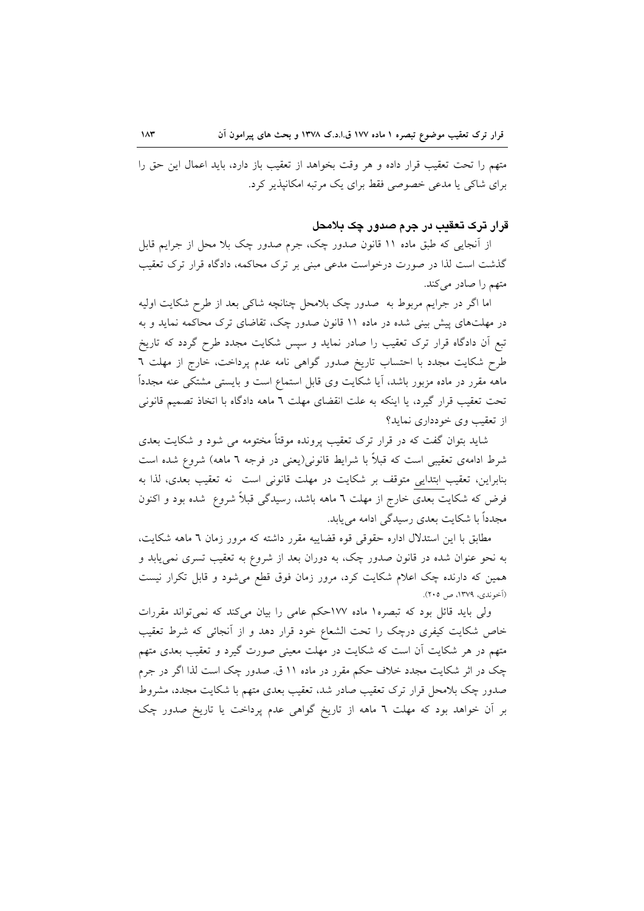متهم را تحت تعقیب قرار داده و هر وقت بخواهد از تعقیب باز دارد، باید اعمال این حق را برای شاکی یا مدعی خصوصی فقط برای یک مرتبه امکانپذیر کرد.

## قرار ترک تعقیب در جرم صدور چک بلامحل

از آنجایی که طبق ماده ۱۱ قانون صدور چک، جرم صدور چک بلا محل از جرایم قابل گذشت است لذا در صورت درخواست مدعی مبنی بر ترک محاکمه، دادگاه قرار ترک تعقیب متهم را صادر می‌کند.

اما اگر در جرایم مربوط به صدور چک بلامحل چنانچه شاکی بعد از طرح شکایت اولیه در مهلت‌های پیش بینی شده در ماده ۱۱ قانون صدور چک، تقاضای ترک محاکمه نماید و به تبع آن دادگاه قرار ترک تعقیب را صادر نماید و سپس شکایت مجدد طرح گردد که تاریخ طرح شکایت مجدد با احتساب تاریخ صدور گواهی نامه عدم پرداخت، خارج از مهلت ٦ ماهه مقرر در ماده مزبور باشد، آیا شکایت وی قابل استماع است و بایستی مشتکی عنه مجدداً تحت تعقیب قرار گیرد، یا اینکه به علت انقضای مهلت ٦ ماهه دادگاه با اتخاذ تصمیم قانونی از تعقیب وی خودداری نماید؟

شاید بتوان گفت که در قرار ترک تعقیب پرونده موقتاً مختومه می شود و شکایت بعدی شرط ادامه‌ی تعقیبی است که قبلاً با شرایط قانونی(یعنی در فرجه ٦ ماهه) شروع شده است بنابراین، تعقیب ابتدایی متوقف بر شکایت در مهلت قانونی است نه تعقیب بعدی، لذا به فرض که شکایت بعدی خارج از مهلت ٦ ماهه باشد، رسیدگی قبلاً شروع شده بود و اکنون مجدداً با شکایت بعدی رسیدگی ادامه می‌یابد.

مطابق با این استدلال اداره حقوقی قوه قضاییه مقرر داشته که مرور زمان ٦ ماهه شکایت، به نحو عنوان شده در قانون صدور چک، به دوران بعد از شروع به تعقیب تسری نمی‌یابد و همین که دارنده چک اعلام شکایت کرد، مرور زمان فوق قطع می‌شود و قابل تکرار نیست (آخوندی، ۱۳۷۹، ص ۲۰۵).

ولی باید قائل بود که تبصره۱ ماده ۱۷۷حکم عامی را بیان می‌کند که نمی‌تواند مقررات خاص شکایت کیفری درچک را تحت الشعاع خود قرار دهد و از آنجائی که شرط تعقیب متهم در هر شکایت آن است که شکایت در مهلت معینی صورت گیرد و تعقیب بعدی متهم چک در اثر شکایت مجدد خلاف حکم مقرر در ماده ۱۱ ق. صدور چک است لذا اگر در جرم صدور چک بلامحل قرار ترک تعقیب صادر شد، تعقیب بعدی متهم با شکایت مجدد، مشروط بر آن خواهد بود که مهلت ٦ ماهه از تاریخ گواهی عدم پرداخت یا تاریخ صدور چک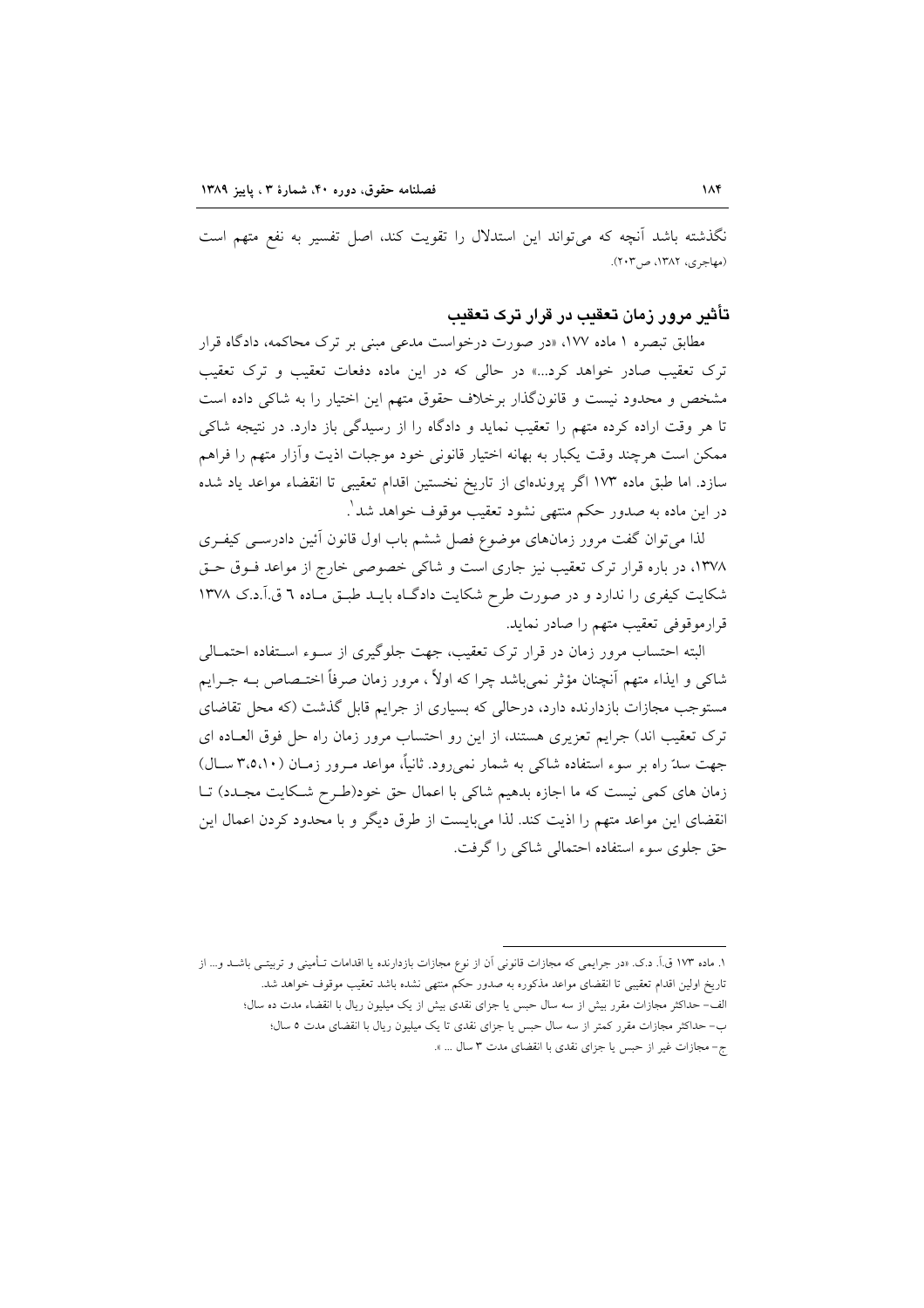نگذشته باشد آنچه که می‌تواند این استدلال را تقویت کند، اصل تفسیر به نفع متهم است (مهاجری، ۱۳۸۲، ص۲۰۳).

## تأثیر مرور زمان تعقیب در قرار ترک تعقیب

مطابق تبصره ۱ ماده ۱۷۷، «در صورت درخواست مدعی مبنی بر ترک محاکمه، دادگاه قرار ترک تعقیب صادر خواهد کرد...» در حالی که در این ماده دفعات تعقیب و ترک تعقیب مشخص و محدود نیست و قانونگذار برخلاف حقوق متهم این اختیار را به شاکی داده است تا هر وقت اراده کرده متهم را تعقیب نماید و دادگاه را از رسیدگی باز دارد. در نتیجه شاکی ممکن است هرچند وقت یکبار به بهانه اختیار قانونی خود موجبات اذیت وآزار متهم را فراهم سازد. اما طبق ماده ۱۷۳ اگر پرونده‌ای از تاریخ نخستین اقدام تعقیبی تا انقضاء مواعد یاد شده در این ماده به صدور حکم منتهی نشود تعقیب موقوف خواهد شد[1].

لذا می‌توان گفت مرور زمان‌های موضوع فصل ششم باب اول قانون آئین دادرسی کیفری ۱۳۷۸، در باره قرار ترک تعقیب نیز جاری است و شاکی خصوصی خارج از مواعد فوق حق شکایت کیفری را ندارد و در صورت طرح شکایت دادگاه باید طبق ماده ٦ ق.آ.د.ک ۱۳۷۸ قرارموقوفی تعقیب متهم را صادر نماید.

البته احتساب مرور زمان در قرار ترک تعقیب، جهت جلوگیری از سوء استفاده احتمالی شاکی و ایذاء متهم آنچنان مؤثر نمی‌باشد چرا که اولاً ، مرور زمان صرفاً اختصاص به جرایم مستوجب مجازات بازدارنده دارد، درحالی که بسیاری از جرایم قابل گذشت (که محل تقاضای ترک تعقیب اند) جرایم تعزیری هستند، از این رو احتساب مرور زمان راه حل فوق العاده ای جهت سدّ راه بر سوء استفاده شاکی به شمار نمی‌رود. ثانیاً، مواعد مرور زمان (۳،۵،۱۰ سال) زمان های کمی نیست که ما اجازه بدهیم شاکی با اعمال حق خود(طرح شکایت مجدد) تا انقضای این مواعد متهم را اذیت کند. لذا می‌بایست از طرق دیگر و با محدود کردن اعمال این حق جلوی سوء استفاده احتمالی شاکی را گرفت.

---

[1]. ماده ۱۷۳ ق.آ. د.ک. «در جرایمی که مجازات قانونی آن از نوع مجازات بازدارنده یا اقدامات تأمینی و تربیتی باشد و... از تاریخ اولین اقدام تعقیبی تا انقضای مواعد مذکوره به صدور حکم منتهی نشده باشد تعقیب موقوف خواهد شد.

الف- حداکثر مجازات مقرر بیش از سه سال حبس یا جزای نقدی بیش از یک میلیون ریال با انقضاء مدت ده سال؛

ب- حداکثر مجازات مقرر کمتر از سه سال حبس یا جزای نقدی تا یک میلیون ریال با انقضای مدت ۵ سال؛

ج- مجازات غیر از حبس یا جزای نقدی با انقضای مدت ۳ سال ... ».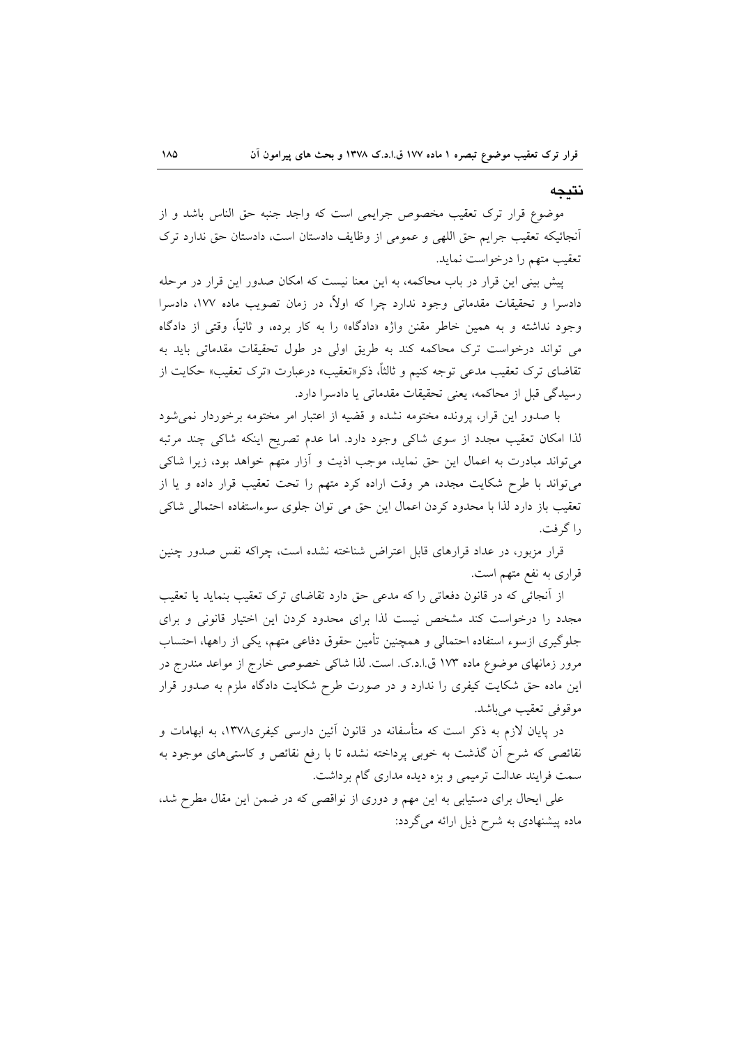## نتیجه

موضوع قرار ترک تعقیب مخصوص جرایمی است که واجد جنبه حق الناس باشد و از آنجائیکه تعقیب جرایم حق اللهی و عمومی از وظایف دادستان است، دادستان حق ندارد ترک تعقیب متهم را درخواست نماید.

پیش بینی این قرار در باب محاکمه، به این معنا نیست که امکان صدور این قرار در مرحله دادسرا و تحقیقات مقدماتی وجود ندارد چرا که اولاً، در زمان تصویب ماده ۱۷۷، دادسرا وجود نداشته و به همین خاطر مقنن واژه «دادگاه» را به کار برده، و ثانیاً، وقتی از دادگاه می تواند درخواست ترک محاکمه کند به طریق اولی در طول تحقیقات مقدماتی باید به تقاضای ترک تعقیب مدعی توجه کنیم و ثالثاً، ذکر«تعقیب» درعبارت «ترک تعقیب» حکایت از رسیدگی قبل از محاکمه، یعنی تحقیقات مقدماتی یا دادسرا دارد.

با صدور این قرار، پرونده مختومه نشده و قضیه از اعتبار امر مختومه برخوردار نمی‌شود لذا امکان تعقیب مجدد از سوی شاکی وجود دارد. اما عدم تصریح اینکه شاکی چند مرتبه می‌تواند مبادرت به اعمال این حق نماید، موجب اذیت و آزار متهم خواهد بود، زیرا شاکی می‌تواند با طرح شکایت مجدد، هر وقت اراده کرد متهم را تحت تعقیب قرار داده و یا از تعقیب باز دارد لذا با محدود کردن اعمال این حق می توان جلوی سوءاستفاده احتمالی شاکی را گرفت.

قرار مزبور، در عداد قرارهای قابل اعتراض شناخته نشده است، چراکه نفس صدور چنین قراری به نفع متهم است.

از آنجائی که در قانون دفعاتی را که مدعی حق دارد تقاضای ترک تعقیب بنماید یا تعقیب مجدد را درخواست کند مشخص نیست لذا برای محدود کردن این اختیار قانونی و برای جلوگیری ازسوء استفاده احتمالی و همچنین تأمین حقوق دفاعی متهم، یکی از راهها، احتساب مرور زمانهای موضوع ماده ۱۷۳ ق.ا.د.ک. است. لذا شاکی خصوصی خارج از مواعد مندرج در این ماده حق شکایت کیفری را ندارد و در صورت طرح شکایت دادگاه ملزم به صدور قرار موقوفی تعقیب می‌باشد.

در پایان لازم به ذکر است که متأسفانه در قانون آئین دارسی کیفری۱۳۷۸، به ابهامات و نقائصی که شرح آن گذشت به خوبی پرداخته نشده تا با رفع نقائص و کاستی‌های موجود به سمت فرایند عدالت ترمیمی و بزه دیده مداری گام برداشت.

علی ایحال برای دستیابی به این مهم و دوری از نواقصی که در ضمن این مقال مطرح شد، ماده پیشنهادی به شرح ذیل ارائه می‌گردد: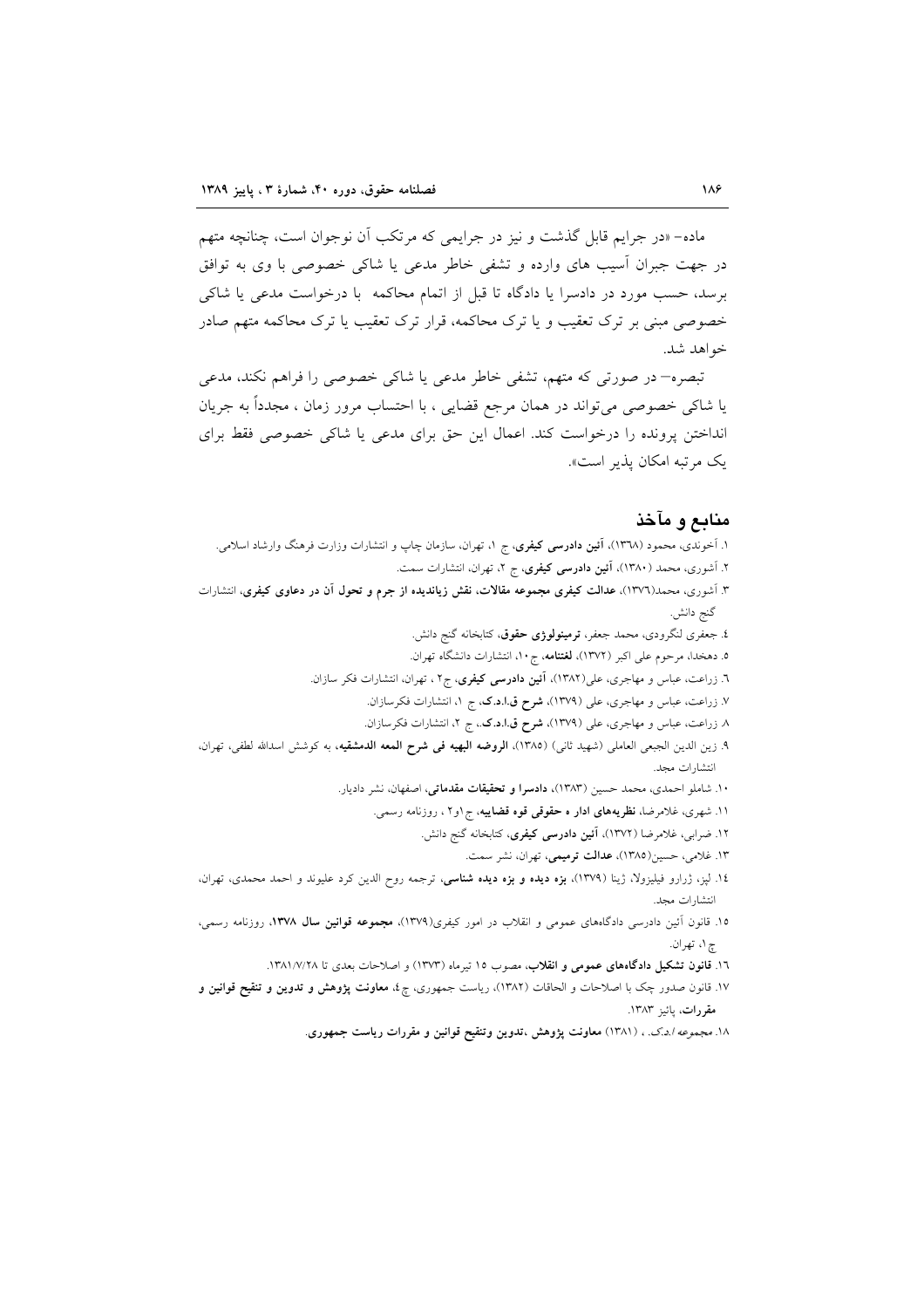ماده- «در جرایم قابل گذشت و نیز در جرایمی که مرتکب آن نوجوان است، چنانچه متهم در جهت جبران آسیب های وارده و تشفی خاطر مدعی یا شاکی خصوصی با وی به توافق برسد، حسب مورد در دادسرا یا دادگاه تا قبل از اتمام محاکمه با درخواست مدعی یا شاکی خصوصی مبنی بر ترک تعقیب و یا ترک محاکمه، قرار ترک تعقیب یا ترک محاکمه متهم صادر خواهد شد.

تبصره- در صورتی که متهم، تشفی خاطر مدعی یا شاکی خصوصی را فراهم نکند، مدعی یا شاکی خصوصی می‌تواند در همان مرجع قضایی ، با احتساب مرور زمان ، مجدداً به جریان انداختن پرونده را درخواست کند. اعمال این حق برای مدعی یا شاکی خصوصی فقط برای یک مرتبه امکان پذیر است».

## منابع و مآخذ

۱. آخوندی، محمود (۱۳۶۸)، **آئین دادرسی کیفری**، ج ۱، تهران، سازمان چاپ و انتشارات وزارت فرهنگ وارشاد اسلامی.

۲. آشوری، محمد (۱۳۸۰)، **آئین دادرسی کیفری**، ج ۲، تهران، انتشارات سمت.

۳. آشوری، محمد(۱۳۷۶)، **عدالت کیفری مجموعه مقالات، نقش زیاندیده از جرم و تحول آن در دعاوی کیفری**، انتشارات گنج دانش.

۴. جعفری لنگرودی، محمد جعفر، **ترمینولوژی حقوق**، کتابخانه گنج دانش.

۵. دهخدا، مرحوم علی اکبر (۱۳۷۲)، **لغتنامه**، ج ۱۰، انتشارات دانشگاه تهران.

۶. زراعت، عباس و مهاجری، علی(۱۳۸۲)، **آئین دادرسی کیفری**، ج۲ ، تهران، انتشارات فکر سازان.

۷. زراعت، عباس و مهاجری، علی (۱۳۷۹)، **شرح ق.ا.د.ک**، ج ۱، انتشارات فکرسازان.

۸. زراعت، عباس و مهاجری، علی (۱۳۷۹)، **شرح ق.ا.د.ک**، ج ۲، انتشارات فکرسازان.

۹. زین الدین الجبعی العاملی (شهید ثانی) (۱۳۸۵)، **الروضه البهیه فی شرح المعه الدمشقیه**، به کوشش اسدالله لطفی، تهران، انتشارات مجد.

۱۰. شاملو احمدی، محمد حسین (۱۳۸۳)، **دادسرا و تحقیقات مقدماتی**، اصفهان، نشر دادیار.

۱۱. شهری، غلامرضا، **نظریه‌های ادار ه حقوقی قوه قضاییه**، ج۱و۲ ، روزنامه رسمی.

۱۲. ضرابی، غلامرضا (۱۳۷۲)، **آئین دادرسی کیفری**، کتابخانه گنج دانش.

۱۳. غلامی، حسین(۱۳۸۵)، **عدالت ترمیمی**، تهران، نشر سمت.

۱۴. لپز، ژرارو فیلیزولا، ژینا (۱۳۷۹)، **بزه دیده و بزه دیده شناسی**، ترجمه روح الدین کرد علیوند و احمد محمدی، تهران، انتشارات مجد.

۱۵. قانون آئین دادرسی دادگاه‌های عمومی و انقلاب در امور کیفری(۱۳۷۹)، **مجموعه قوانین سال ۱۳۷۸**، روزنامه رسمی، ج۱، تهران.

۱۶. **قانون تشکیل دادگاه‌های عمومی و انقلاب**، مصوب ۱۵ تیرماه (۱۳۷۳) و اصلاحات بعدی تا ۱۳۸۱/۷/۲۸.

۱۷. قانون صدور چک با اصلاحات و الحاقات (۱۳۸۲)، ریاست جمهوری، ج۴، **معاونت پژوهش و تدوین و تنقیح قوانین و مقررات**، پائیز ۱۳۸۳.

۱۸. مجموعه ا.د.ک. ، (۱۳۸۱) **معاونت پژوهش ،تدوین وتنقیح قوانین و مقررات ریاست جمهوری**.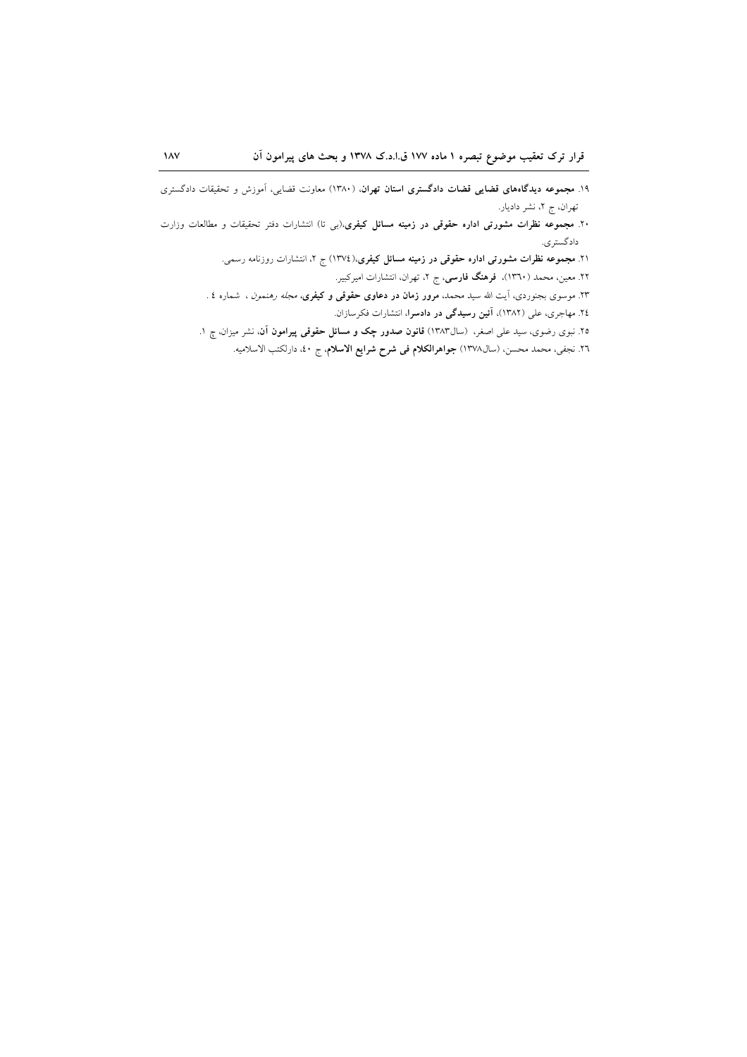۱۹. **مجموعه دیدگاه‌های قضایی قضات دادگستری استان تهران**، (۱۳۸۰) معاونت قضایی، آموزش و تحقیقات دادگستری تهران، ج ۲، نشر دادیار.

۲۰. **مجموعه نظرات مشورتی اداره حقوقی در زمینه مسائل کیفری**،(بی تا) انتشارات دفتر تحقیقات و مطالعات وزارت دادگستری.

۲۱. **مجموعه نظرات مشورتی اداره حقوقی در زمینه مسائل کیفری**،(۱۳۷٤) ج ۲، انتشارات روزنامه رسمی.

۲۲. معین، محمد (۱۳٦۰)، **فرهنگ فارسی**، ج ۲، تهران، انتشارات امیرکبیر.

۲۳. موسوی بجنوردی، آیت الله سید محمد، **مرور زمان در دعاوی حقوقی و کیفری**، *مجله رهنمون* ، شماره ٤ .

۲٤. مهاجری، علی (۱۳۸۲)، **آئین رسیدگی در دادسرا**، انتشارات فکرسازان.

۲۵. نبوی رضوی، سید علی اصغر، (سال۱۳۸۳) **قانون صدور چک و مسائل حقوقی پیرامون آن**، نشر میزان، چ ۱.

۲٦. نجفی، محمد محسن، (سال۱۳۷۸) **جواهرالکلام فی شرح شرایع الاسلام**، ج ٤۰، دارلکتب الاسلامیه.